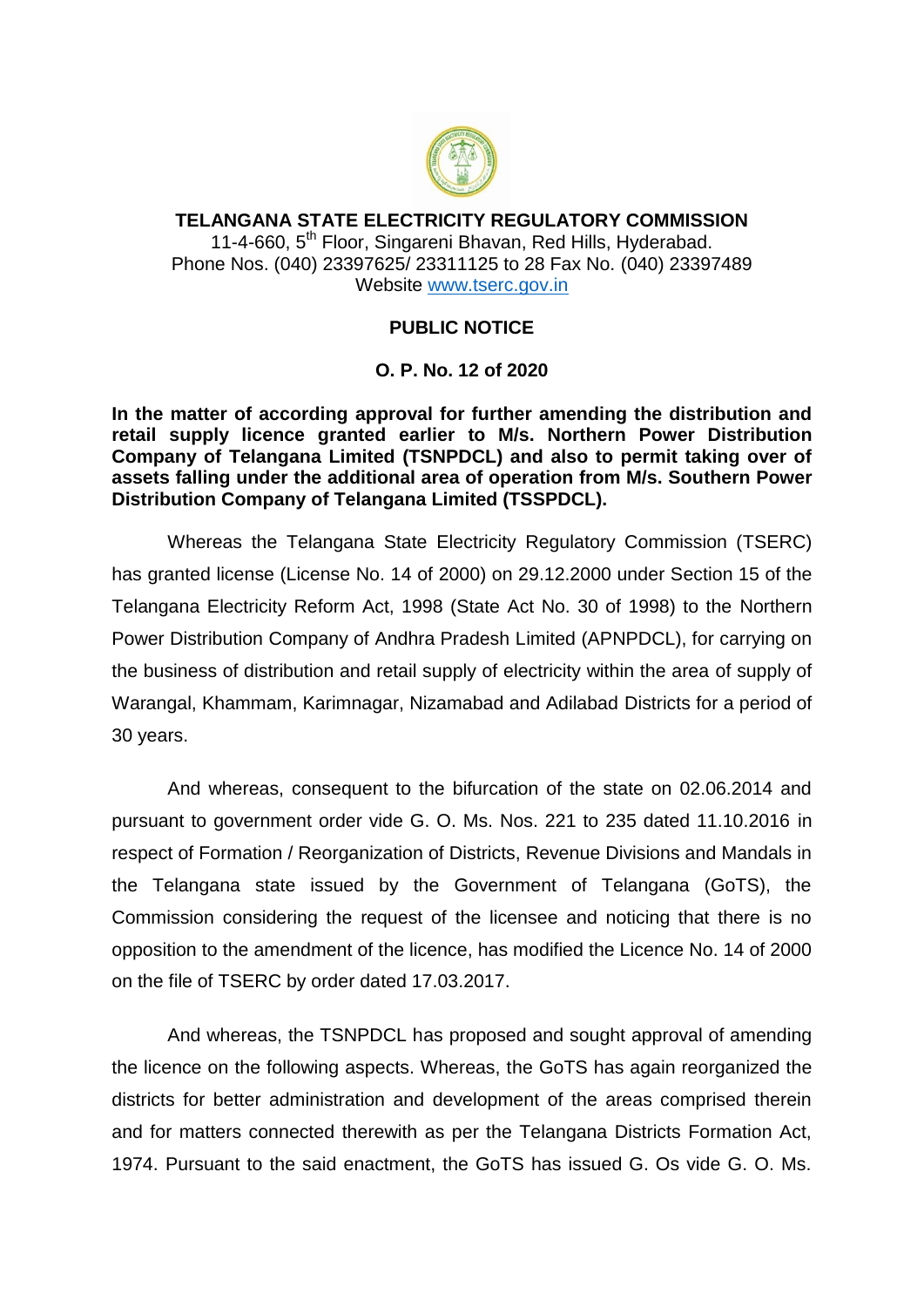# TELANGANA STATE ELECTRICITY REGULATORY COMMISSION

11-4-660, 5th Floor, Singareni Bhavan, Red Hills, Hyderabad.
Phone Nos. (040) 23397625/ 23311125 to 28 Fax No. (040) 23397489
Website www.tserc.gov.in

## PUBLIC NOTICE

## O. P. No. 12 of 2020

**In the matter of according approval for further amending the distribution and retail supply licence granted earlier to M/s. Northern Power Distribution Company of Telangana Limited (TSNPDCL) and also to permit taking over of assets falling under the additional area of operation from M/s. Southern Power Distribution Company of Telangana Limited (TSSPDCL).**

Whereas the Telangana State Electricity Regulatory Commission (TSERC) has granted license (License No. 14 of 2000) on 29.12.2000 under Section 15 of the Telangana Electricity Reform Act, 1998 (State Act No. 30 of 1998) to the Northern Power Distribution Company of Andhra Pradesh Limited (APNPDCL), for carrying on the business of distribution and retail supply of electricity within the area of supply of Warangal, Khammam, Karimnagar, Nizamabad and Adilabad Districts for a period of 30 years.

And whereas, consequent to the bifurcation of the state on 02.06.2014 and pursuant to government order vide G. O. Ms. Nos. 221 to 235 dated 11.10.2016 in respect of Formation / Reorganization of Districts, Revenue Divisions and Mandals in the Telangana state issued by the Government of Telangana (GoTS), the Commission considering the request of the licensee and noticing that there is no opposition to the amendment of the licence, has modified the Licence No. 14 of 2000 on the file of TSERC by order dated 17.03.2017.

And whereas, the TSNPDCL has proposed and sought approval of amending the licence on the following aspects. Whereas, the GoTS has again reorganized the districts for better administration and development of the areas comprised therein and for matters connected therewith as per the Telangana Districts Formation Act, 1974. Pursuant to the said enactment, the GoTS has issued G. Os vide G. O. Ms.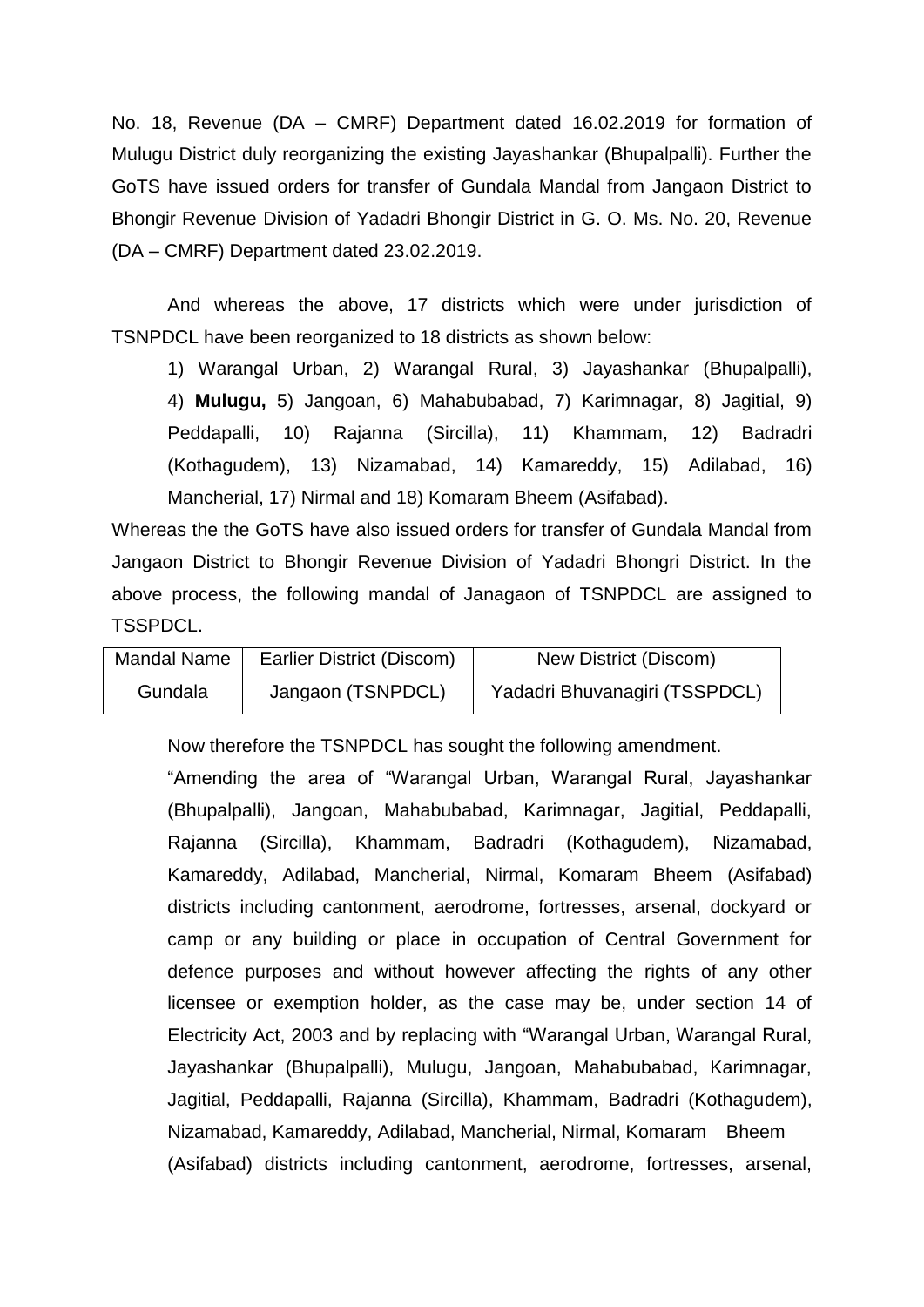No. 18, Revenue (DA – CMRF) Department dated 16.02.2019 for formation of Mulugu District duly reorganizing the existing Jayashankar (Bhupalpalli). Further the GoTS have issued orders for transfer of Gundala Mandal from Jangaon District to Bhongir Revenue Division of Yadadri Bhongir District in G. O. Ms. No. 20, Revenue (DA – CMRF) Department dated 23.02.2019.

And whereas the above, 17 districts which were under jurisdiction of TSNPDCL have been reorganized to 18 districts as shown below:

1) Warangal Urban, 2) Warangal Rural, 3) Jayashankar (Bhupalpalli), 4) **Mulugu,** 5) Jangoan, 6) Mahabubabad, 7) Karimnagar, 8) Jagitial, 9) Peddapalli, 10) Rajanna (Sircilla), 11) Khammam, 12) Badradri (Kothagudem), 13) Nizamabad, 14) Kamareddy, 15) Adilabad, 16) Mancherial, 17) Nirmal and 18) Komaram Bheem (Asifabad).

Whereas the the GoTS have also issued orders for transfer of Gundala Mandal from Jangaon District to Bhongir Revenue Division of Yadadri Bhongri District. In the above process, the following mandal of Janagaon of TSNPDCL are assigned to TSSPDCL.

| Mandal Name | Earlier District (Discom) | New District (Discom) |
|---|---|---|
| Gundala | Jangaon (TSNPDCL) | Yadadri Bhuvanagiri (TSSPDCL) |

Now therefore the TSNPDCL has sought the following amendment.

"Amending the area of "Warangal Urban, Warangal Rural, Jayashankar (Bhupalpalli), Jangoan, Mahabubabad, Karimnagar, Jagitial, Peddapalli, Rajanna (Sircilla), Khammam, Badradri (Kothagudem), Nizamabad, Kamareddy, Adilabad, Mancherial, Nirmal, Komaram Bheem (Asifabad) districts including cantonment, aerodrome, fortresses, arsenal, dockyard or camp or any building or place in occupation of Central Government for defence purposes and without however affecting the rights of any other licensee or exemption holder, as the case may be, under section 14 of Electricity Act, 2003 and by replacing with "Warangal Urban, Warangal Rural, Jayashankar (Bhupalpalli), Mulugu, Jangoan, Mahabubabad, Karimnagar, Jagitial, Peddapalli, Rajanna (Sircilla), Khammam, Badradri (Kothagudem), Nizamabad, Kamareddy, Adilabad, Mancherial, Nirmal, Komaram Bheem (Asifabad) districts including cantonment, aerodrome, fortresses, arsenal,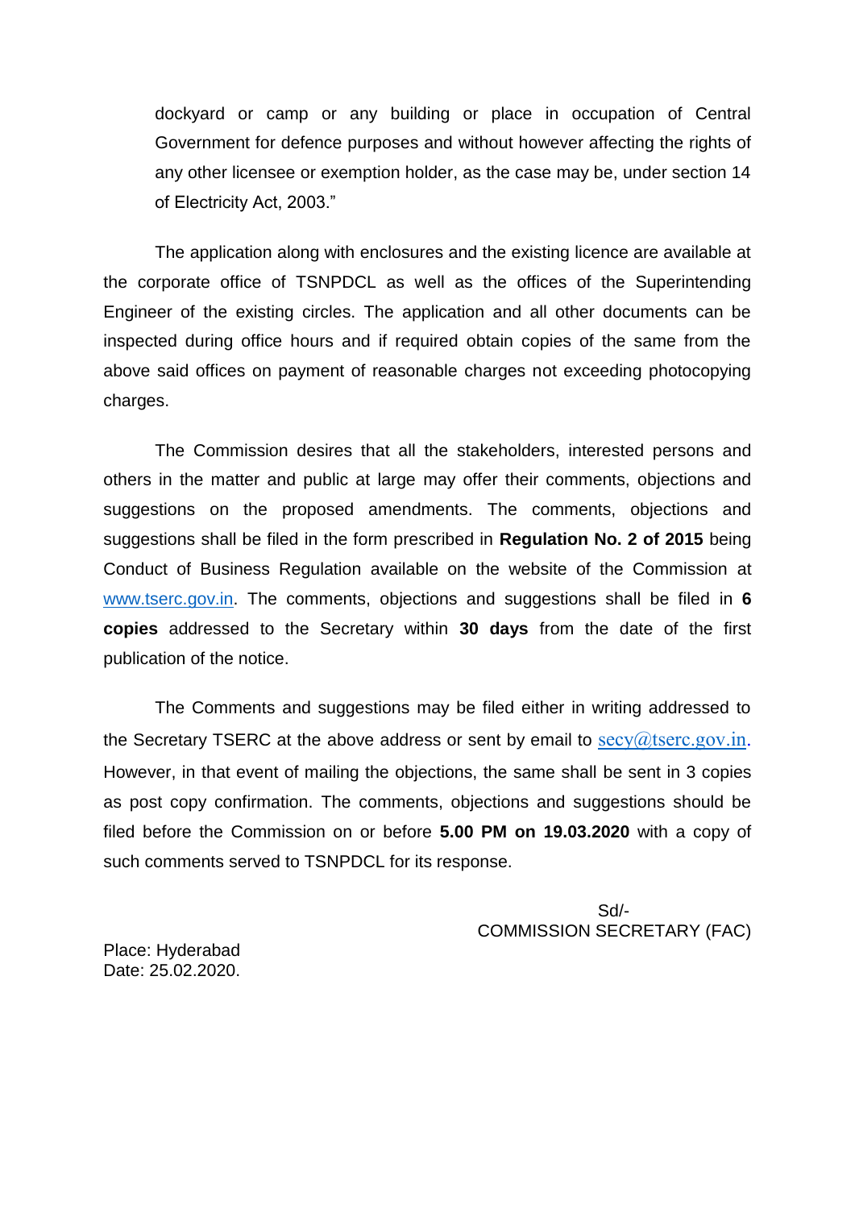dockyard or camp or any building or place in occupation of Central Government for defence purposes and without however affecting the rights of any other licensee or exemption holder, as the case may be, under section 14 of Electricity Act, 2003."

The application along with enclosures and the existing licence are available at the corporate office of TSNPDCL as well as the offices of the Superintending Engineer of the existing circles. The application and all other documents can be inspected during office hours and if required obtain copies of the same from the above said offices on payment of reasonable charges not exceeding photocopying charges.

The Commission desires that all the stakeholders, interested persons and others in the matter and public at large may offer their comments, objections and suggestions on the proposed amendments. The comments, objections and suggestions shall be filed in the form prescribed in **Regulation No. 2 of 2015** being Conduct of Business Regulation available on the website of the Commission at www.tserc.gov.in. The comments, objections and suggestions shall be filed in **6 copies** addressed to the Secretary within **30 days** from the date of the first publication of the notice.

The Comments and suggestions may be filed either in writing addressed to the Secretary TSERC at the above address or sent by email to secy@tserc.gov.in. However, in that event of mailing the objections, the same shall be sent in 3 copies as post copy confirmation. The comments, objections and suggestions should be filed before the Commission on or before **5.00 PM on 19.03.2020** with a copy of such comments served to TSNPDCL for its response.

Sd/-
COMMISSION SECRETARY (FAC)

Place: Hyderabad
Date: 25.02.2020.